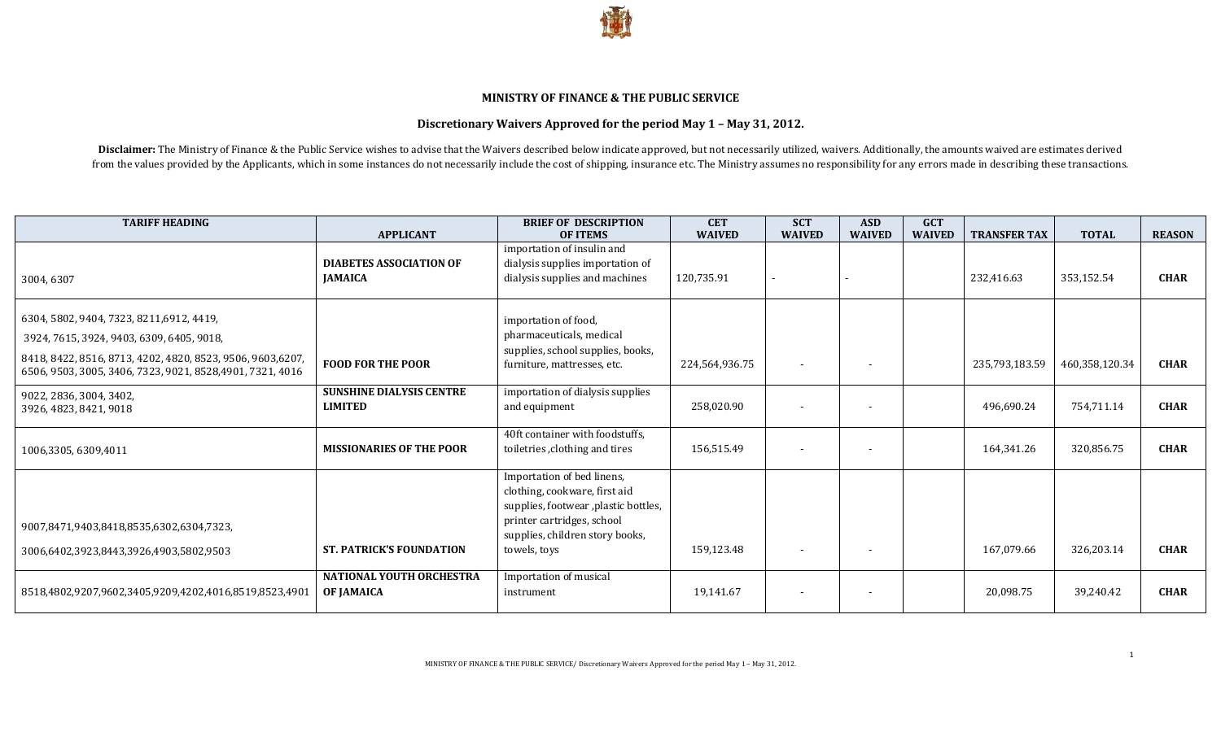**MINISTRY OF FINANCE & THE PUBLIC SERVICE**

**Discretionary Waivers Approved for the period May 1 – May 31, 2012.**

**Disclaimer:** The Ministry of Finance & the Public Service wishes to advise that the Waivers described below indicate approved, but not necessarily utilized, waivers. Additionally, the amounts waived are estimates derived from the values provided by the Applicants, which in some instances do not necessarily include the cost of shipping, insurance etc. The Ministry assumes no responsibility for any errors made in describing these transactions.

| TARIFF HEADING | APPLICANT | BRIEF OF DESCRIPTION OF ITEMS | CET WAIVED | SCT WAIVED | ASD WAIVED | GCT WAIVED | TRANSFER TAX | TOTAL | REASON |
|---|---|---|---|---|---|---|---|---|---|
| 3004, 6307 | **DIABETES ASSOCIATION OF JAMAICA** | importation of insulin and dialysis supplies importation of dialysis supplies and machines | 120,735.91 | - | - | | 232,416.63 | 353,152.54 | **CHAR** |
| 6304, 5802, 9404, 7323, 8211,6912, 4419, 3924, 7615, 3924, 9403, 6309, 6405, 9018, 8418, 8422, 8516, 8713, 4202, 4820, 8523, 9506, 9603,6207, 6506, 9503, 3005, 3406, 7323, 9021, 8528,4901, 7321, 4016 | **FOOD FOR THE POOR** | importation of food, pharmaceuticals, medical supplies, school supplies, books, furniture, mattresses, etc. | 224,564,936.75 | - | - | | 235,793,183.59 | 460,358,120.34 | **CHAR** |
| 9022, 2836, 3004, 3402, 3926, 4823, 8421, 9018 | **SUNSHINE DIALYSIS CENTRE LIMITED** | importation of dialysis supplies and equipment | 258,020.90 | - | - | | 496,690.24 | 754,711.14 | **CHAR** |
| 1006,3305, 6309,4011 | **MISSIONARIES OF THE POOR** | 40ft container with foodstuffs, toiletries ,clothing and tires | 156,515.49 | - | - | | 164,341.26 | 320,856.75 | **CHAR** |
| 9007,8471,9403,8418,8535,6302,6304,7323, 3006,6402,3923,8443,3926,4903,5802,9503 | **ST. PATRICK'S FOUNDATION** | Importation of bed linens, clothing, cookware, first aid supplies, footwear ,plastic bottles, printer cartridges, school supplies, children story books, towels, toys | 159,123.48 | - | - | | 167,079.66 | 326,203.14 | **CHAR** |
| 8518,4802,9207,9602,3405,9209,4202,4016,8519,8523,4901 | **NATIONAL YOUTH ORCHESTRA OF JAMAICA** | Importation of musical instrument | 19,141.67 | - | - | | 20,098.75 | 39,240.42 | **CHAR** |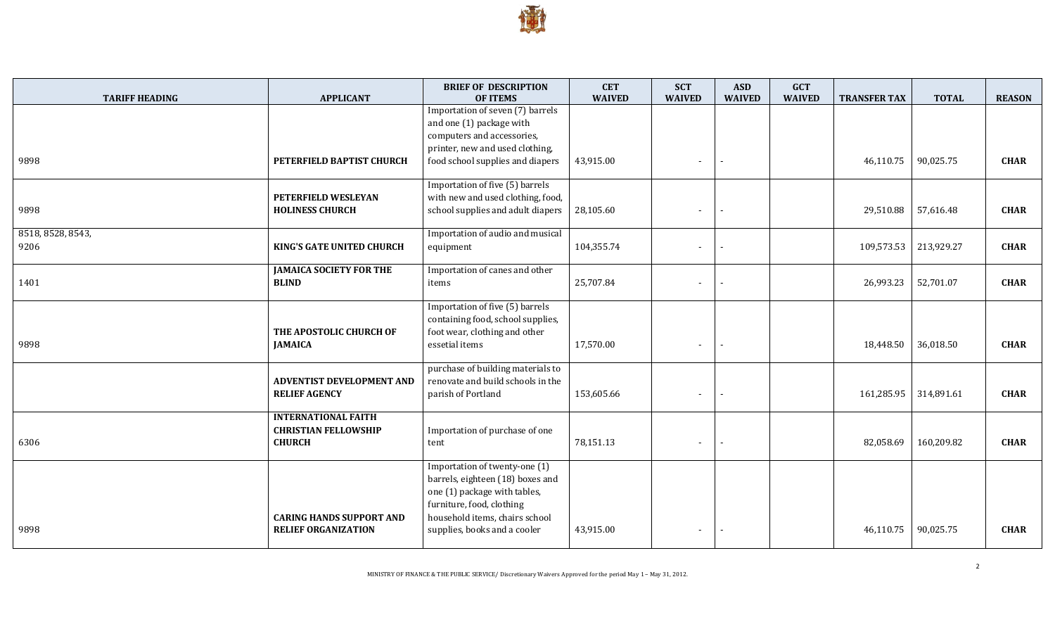| TARIFF HEADING | APPLICANT | BRIEF OF DESCRIPTION OF ITEMS | CET WAIVED | SCT WAIVED | ASD WAIVED | GCT WAIVED | TRANSFER TAX | TOTAL | REASON |
|---|---|---|---|---|---|---|---|---|---|
| 9898 | **PETERFIELD BAPTIST CHURCH** | Importation of seven (7) barrels and one (1) package with computers and accessories, printer, new and used clothing, food school supplies and diapers | 43,915.00 | - | - | | 46,110.75 | 90,025.75 | **CHAR** |
| 9898 | **PETERFIELD WESLEYAN HOLINESS CHURCH** | Importation of five (5) barrels with new and used clothing, food, school supplies and adult diapers | 28,105.60 | - | - | | 29,510.88 | 57,616.48 | **CHAR** |
| 8518, 8528, 8543, 9206 | **KING'S GATE UNITED CHURCH** | Importation of audio and musical equipment | 104,355.74 | - | - | | 109,573.53 | 213,929.27 | **CHAR** |
| 1401 | **JAMAICA SOCIETY FOR THE BLIND** | Importation of canes and other items | 25,707.84 | - | - | | 26,993.23 | 52,701.07 | **CHAR** |
| 9898 | **THE APOSTOLIC CHURCH OF JAMAICA** | Importation of five (5) barrels containing food, school supplies, foot wear, clothing and other essetial items | 17,570.00 | - | - | | 18,448.50 | 36,018.50 | **CHAR** |
| | **ADVENTIST DEVELOPMENT AND RELIEF AGENCY** | purchase of building materials to renovate and build schools in the parish of Portland | 153,605.66 | - | - | | 161,285.95 | 314,891.61 | **CHAR** |
| 6306 | **INTERNATIONAL FAITH CHRISTIAN FELLOWSHIP CHURCH** | Importation of purchase of one tent | 78,151.13 | - | - | | 82,058.69 | 160,209.82 | **CHAR** |
| 9898 | **CARING HANDS SUPPORT AND RELIEF ORGANIZATION** | Importation of twenty-one (1) barrels, eighteen (18) boxes and one (1) package with tables, furniture, food, clothing household items, chairs school supplies, books and a cooler | 43,915.00 | - | - | | 46,110.75 | 90,025.75 | **CHAR** |

MINISTRY OF FINANCE & THE PUBLIC SERVICE/ Discretionary Waivers Approved for the period May 1 – May 31, 2012.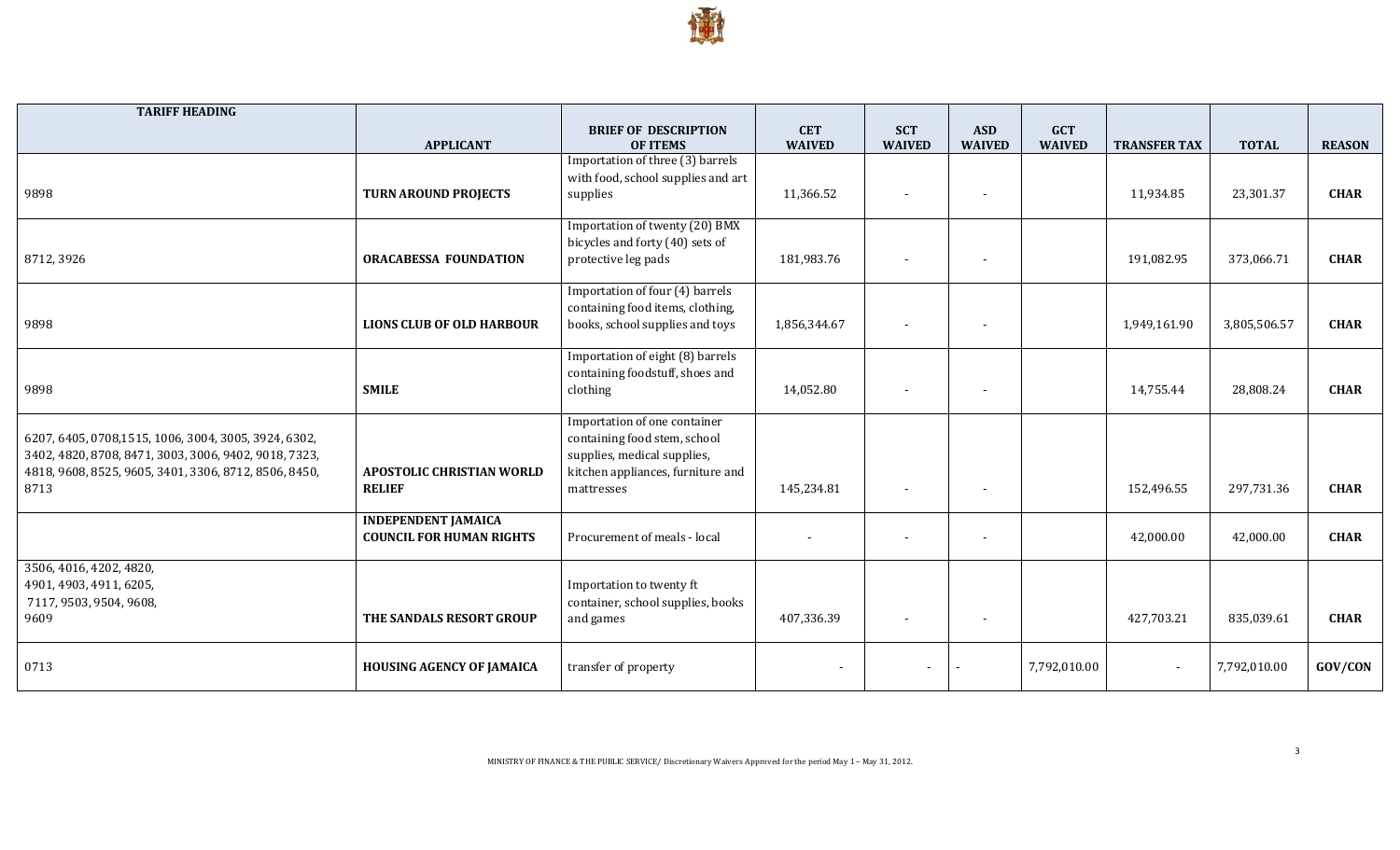| TARIFF HEADING | APPLICANT | BRIEF OF DESCRIPTION OF ITEMS | CET WAIVED | SCT WAIVED | ASD WAIVED | GCT WAIVED | TRANSFER TAX | TOTAL | REASON |
|---|---|---|---|---|---|---|---|---|---|
| 9898 | **TURN AROUND PROJECTS** | Importation of three (3) barrels with food, school supplies and art supplies | 11,366.52 | - | - | | 11,934.85 | 23,301.37 | **CHAR** |
| 8712, 3926 | **ORACABESSA FOUNDATION** | Importation of twenty (20) BMX bicycles and forty (40) sets of protective leg pads | 181,983.76 | - | - | | 191,082.95 | 373,066.71 | **CHAR** |
| 9898 | **LIONS CLUB OF OLD HARBOUR** | Importation of four (4) barrels containing food items, clothing, books, school supplies and toys | 1,856,344.67 | - | - | | 1,949,161.90 | 3,805,506.57 | **CHAR** |
| 9898 | **SMILE** | Importation of eight (8) barrels containing foodstuff, shoes and clothing | 14,052.80 | - | - | | 14,755.44 | 28,808.24 | **CHAR** |
| 6207, 6405, 0708,1515, 1006, 3004, 3005, 3924, 6302, 3402, 4820, 8708, 8471, 3003, 3006, 9402, 9018, 7323, 4818, 9608, 8525, 9605, 3401, 3306, 8712, 8506, 8450, 8713 | **APOSTOLIC CHRISTIAN WORLD RELIEF** | Importation of one container containing food stem, school supplies, medical supplies, kitchen appliances, furniture and mattresses | 145,234.81 | - | - | | 152,496.55 | 297,731.36 | **CHAR** |
| | **INDEPENDENT JAMAICA COUNCIL FOR HUMAN RIGHTS** | Procurement of meals - local | - | - | - | | 42,000.00 | 42,000.00 | **CHAR** |
| 3506, 4016, 4202, 4820, 4901, 4903, 4911, 6205, 7117, 9503, 9504, 9608, 9609 | **THE SANDALS RESORT GROUP** | Importation to twenty ft container, school supplies, books and games | 407,336.39 | - | - | | 427,703.21 | 835,039.61 | **CHAR** |
| 0713 | **HOUSING AGENCY OF JAMAICA** | transfer of property | - | - | - | 7,792,010.00 | - | 7,792,010.00 | **GOV/CON** |

MINISTRY OF FINANCE & THE PUBLIC SERVICE/ Discretionary Waivers Approved for the period May 1 – May 31, 2012.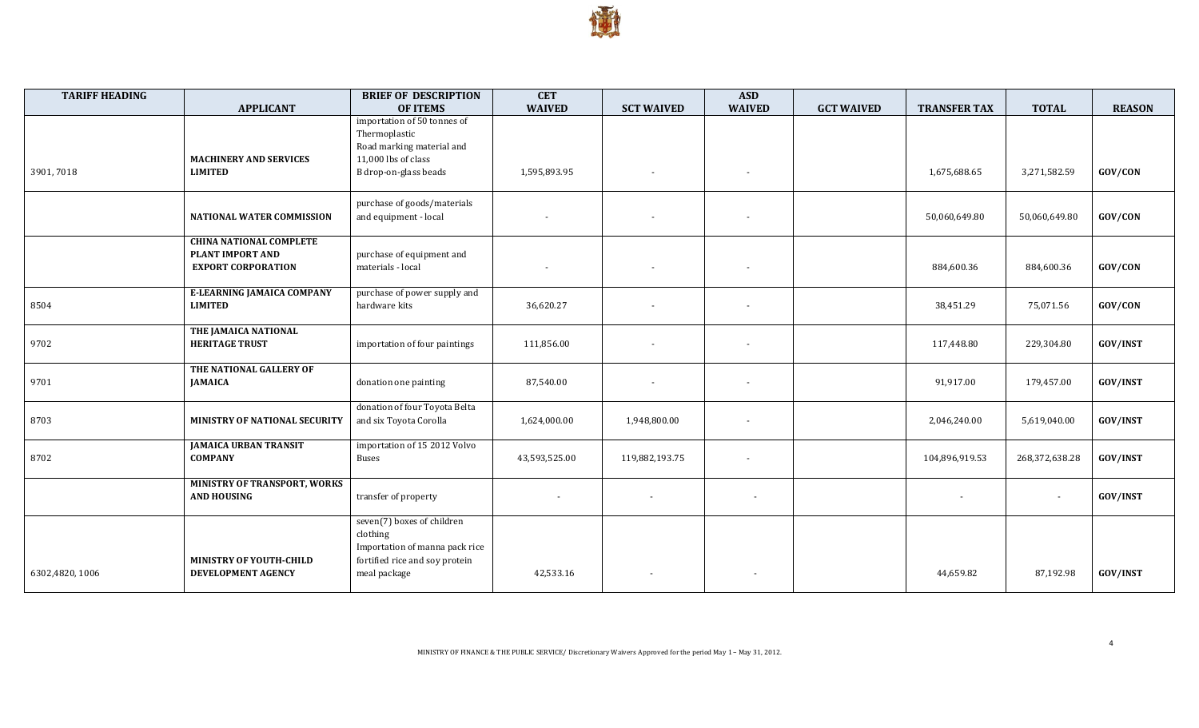| TARIFF HEADING | APPLICANT | BRIEF OF DESCRIPTION OF ITEMS | CET WAIVED | SCT WAIVED | ASD WAIVED | GCT WAIVED | TRANSFER TAX | TOTAL | REASON |
|---|---|---|---|---|---|---|---|---|---|
| 3901, 7018 | **MACHINERY AND SERVICES LIMITED** | importation of 50 tonnes of Thermoplastic Road marking material and 11,000 lbs of class B drop-on-glass beads | 1,595,893.95 | - | - | | 1,675,688.65 | 3,271,582.59 | **GOV/CON** |
| | **NATIONAL WATER COMMISSION** | purchase of goods/materials and equipment - local | - | - | - | | 50,060,649.80 | 50,060,649.80 | **GOV/CON** |
| | **CHINA NATIONAL COMPLETE PLANT IMPORT AND EXPORT CORPORATION** | purchase of equipment and materials - local | - | - | - | | 884,600.36 | 884,600.36 | **GOV/CON** |
| 8504 | **E-LEARNING JAMAICA COMPANY LIMITED** | purchase of power supply and hardware kits | 36,620.27 | - | - | | 38,451.29 | 75,071.56 | **GOV/CON** |
| 9702 | **THE JAMAICA NATIONAL HERITAGE TRUST** | importation of four paintings | 111,856.00 | - | - | | 117,448.80 | 229,304.80 | **GOV/INST** |
| 9701 | **THE NATIONAL GALLERY OF JAMAICA** | donation one painting | 87,540.00 | - | - | | 91,917.00 | 179,457.00 | **GOV/INST** |
| 8703 | **MINISTRY OF NATIONAL SECURITY** | donation of four Toyota Belta and six Toyota Corolla | 1,624,000.00 | 1,948,800.00 | - | | 2,046,240.00 | 5,619,040.00 | **GOV/INST** |
| 8702 | **JAMAICA URBAN TRANSIT COMPANY** | importation of 15 2012 Volvo Buses | 43,593,525.00 | 119,882,193.75 | - | | 104,896,919.53 | 268,372,638.28 | **GOV/INST** |
| | **MINISTRY OF TRANSPORT, WORKS AND HOUSING** | transfer of property | - | - | - | | - | - | **GOV/INST** |
| 6302,4820, 1006 | **MINISTRY OF YOUTH-CHILD DEVELOPMENT AGENCY** | seven(7) boxes of children clothing Importation of manna pack rice fortified rice and soy protein meal package | 42,533.16 | - | - | | 44,659.82 | 87,192.98 | **GOV/INST** |

MINISTRY OF FINANCE & THE PUBLIC SERVICE/ Discretionary Waivers Approved for the period May 1 – May 31, 2012.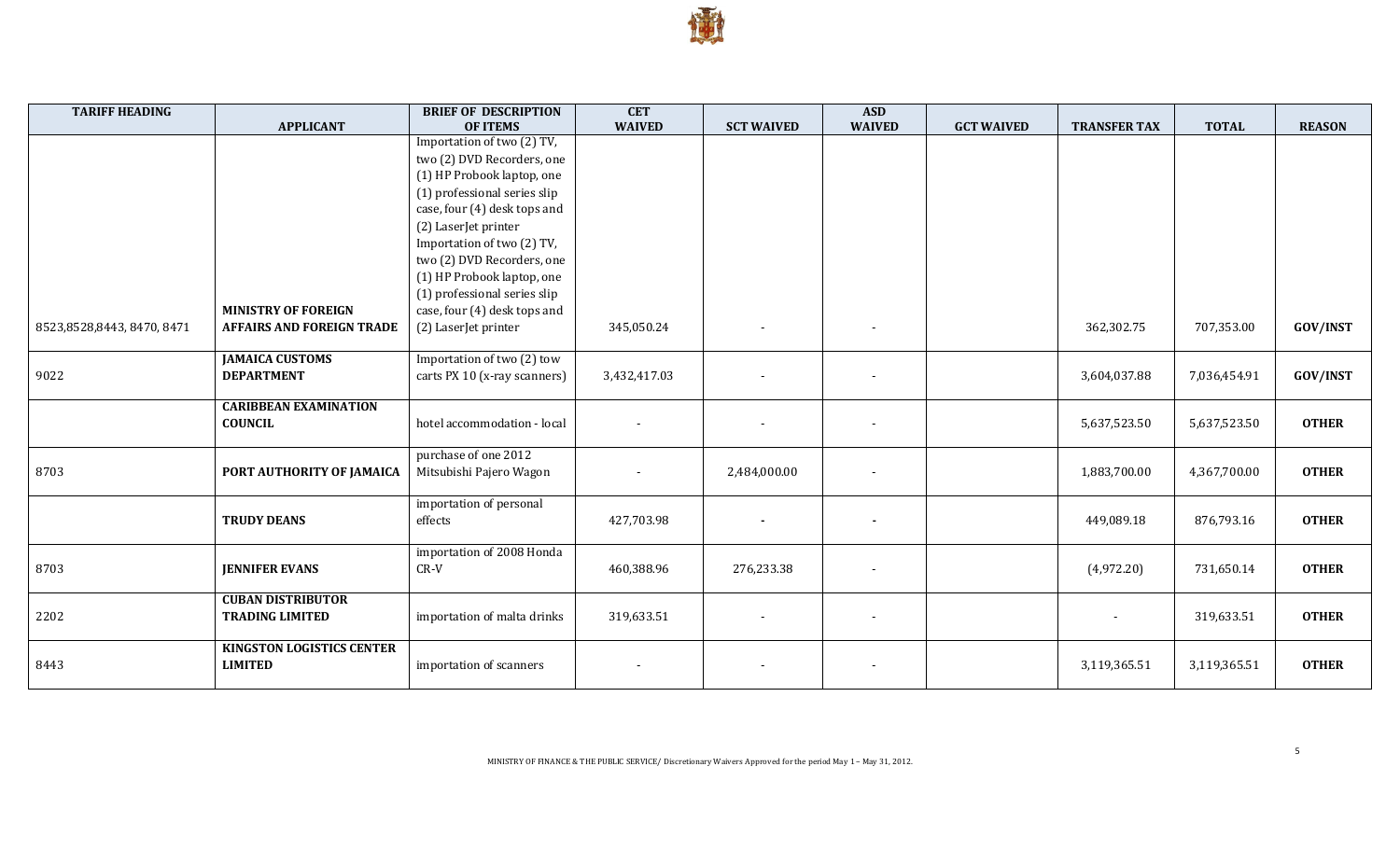| TARIFF HEADING | APPLICANT | BRIEF OF DESCRIPTION OF ITEMS | CET WAIVED | SCT WAIVED | ASD WAIVED | GCT WAIVED | TRANSFER TAX | TOTAL | REASON |
|---|---|---|---|---|---|---|---|---|---|
| 8523,8528,8443, 8470, 8471 | **MINISTRY OF FOREIGN AFFAIRS AND FOREIGN TRADE** | Importation of two (2) TV, two (2) DVD Recorders, one (1) HP Probook laptop, one (1) professional series slip case, four (4) desk tops and (2) LaserJet printer Importation of two (2) TV, two (2) DVD Recorders, one (1) HP Probook laptop, one (1) professional series slip case, four (4) desk tops and (2) LaserJet printer | 345,050.24 | - | - | | 362,302.75 | 707,353.00 | **GOV/INST** |
| 9022 | **JAMAICA CUSTOMS DEPARTMENT** | Importation of two (2) tow carts PX 10 (x-ray scanners) | 3,432,417.03 | - | - | | 3,604,037.88 | 7,036,454.91 | **GOV/INST** |
| | **CARIBBEAN EXAMINATION COUNCIL** | hotel accommodation - local | - | - | - | | 5,637,523.50 | 5,637,523.50 | **OTHER** |
| 8703 | **PORT AUTHORITY OF JAMAICA** | purchase of one 2012 Mitsubishi Pajero Wagon | - | 2,484,000.00 | - | | 1,883,700.00 | 4,367,700.00 | **OTHER** |
| | **TRUDY DEANS** | importation of personal effects | 427,703.98 | - | - | | 449,089.18 | 876,793.16 | **OTHER** |
| 8703 | **JENNIFER EVANS** | importation of 2008 Honda CR-V | 460,388.96 | 276,233.38 | - | | (4,972.20) | 731,650.14 | **OTHER** |
| 2202 | **CUBAN DISTRIBUTOR TRADING LIMITED** | importation of malta drinks | 319,633.51 | - | - | | - | 319,633.51 | **OTHER** |
| 8443 | **KINGSTON LOGISTICS CENTER LIMITED** | importation of scanners | - | - | - | | 3,119,365.51 | 3,119,365.51 | **OTHER** |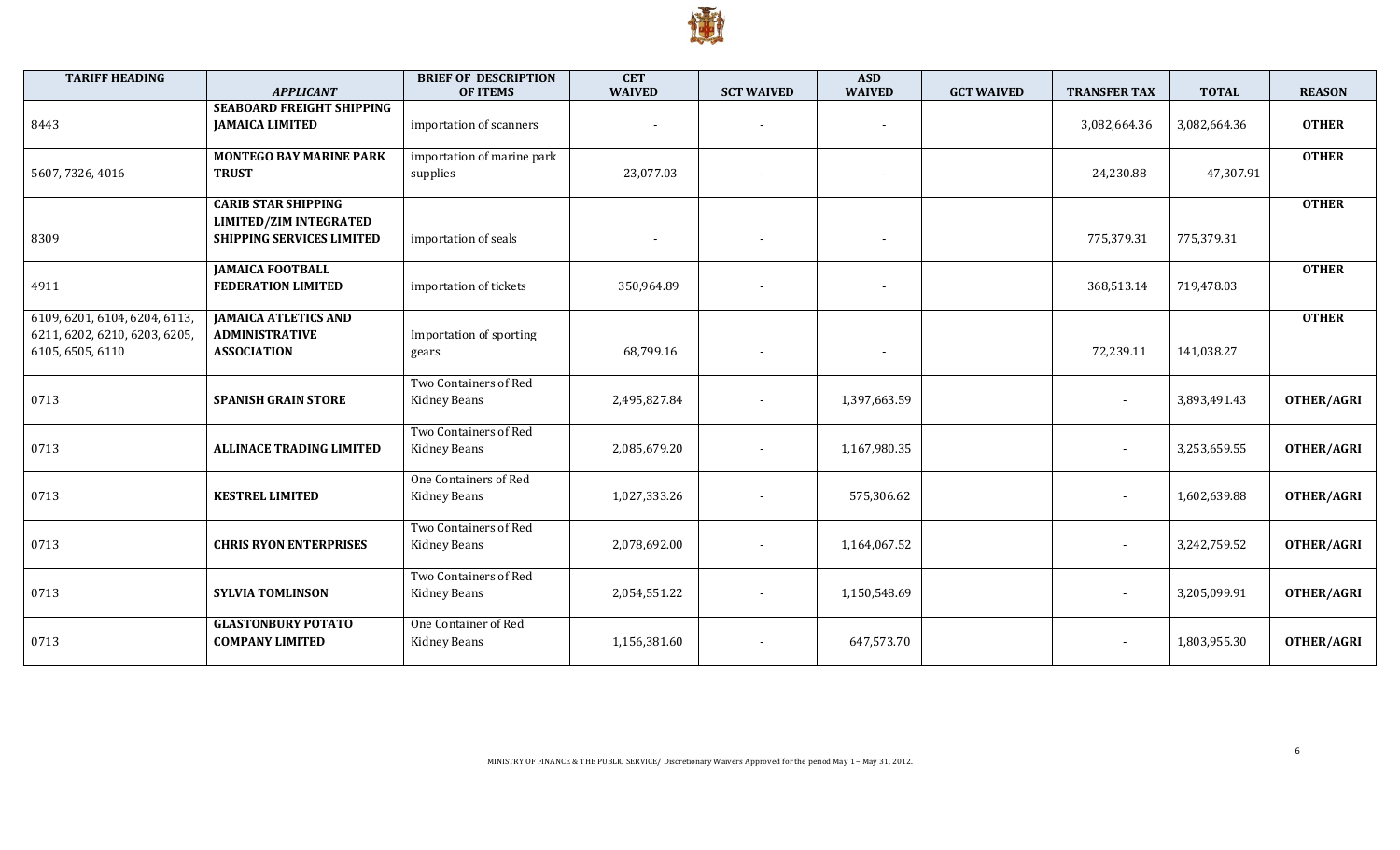| TARIFF HEADING | *APPLICANT* | BRIEF OF DESCRIPTION OF ITEMS | CET WAIVED | SCT WAIVED | ASD WAIVED | GCT WAIVED | TRANSFER TAX | TOTAL | REASON |
|---|---|---|---|---|---|---|---|---|---|
| 8443 | **SEABOARD FREIGHT SHIPPING JAMAICA LIMITED** | importation of scanners | - | - | - | | 3,082,664.36 | 3,082,664.36 | **OTHER** |
| 5607, 7326, 4016 | **MONTEGO BAY MARINE PARK TRUST** | importation of marine park supplies | 23,077.03 | - | - | | 24,230.88 | 47,307.91 | **OTHER** |
| 8309 | **CARIB STAR SHIPPING LIMITED/ZIM INTEGRATED SHIPPING SERVICES LIMITED** | importation of seals | - | - | - | | 775,379.31 | 775,379.31 | **OTHER** |
| 4911 | **JAMAICA FOOTBALL FEDERATION LIMITED** | importation of tickets | 350,964.89 | - | - | | 368,513.14 | 719,478.03 | **OTHER** |
| 6109, 6201, 6104, 6204, 6113, 6211, 6202, 6210, 6203, 6205, 6105, 6505, 6110 | **JAMAICA ATLETICS AND ADMINISTRATIVE ASSOCIATION** | Importation of sporting gears | 68,799.16 | - | - | | 72,239.11 | 141,038.27 | **OTHER** |
| 0713 | **SPANISH GRAIN STORE** | Two Containers of Red Kidney Beans | 2,495,827.84 | - | 1,397,663.59 | | - | 3,893,491.43 | **OTHER/AGRI** |
| 0713 | **ALLINACE TRADING LIMITED** | Two Containers of Red Kidney Beans | 2,085,679.20 | - | 1,167,980.35 | | - | 3,253,659.55 | **OTHER/AGRI** |
| 0713 | **KESTREL LIMITED** | One Containers of Red Kidney Beans | 1,027,333.26 | - | 575,306.62 | | - | 1,602,639.88 | **OTHER/AGRI** |
| 0713 | **CHRIS RYON ENTERPRISES** | Two Containers of Red Kidney Beans | 2,078,692.00 | - | 1,164,067.52 | | - | 3,242,759.52 | **OTHER/AGRI** |
| 0713 | **SYLVIA TOMLINSON** | Two Containers of Red Kidney Beans | 2,054,551.22 | - | 1,150,548.69 | | - | 3,205,099.91 | **OTHER/AGRI** |
| 0713 | **GLASTONBURY POTATO COMPANY LIMITED** | One Container of Red Kidney Beans | 1,156,381.60 | - | 647,573.70 | | - | 1,803,955.30 | **OTHER/AGRI** |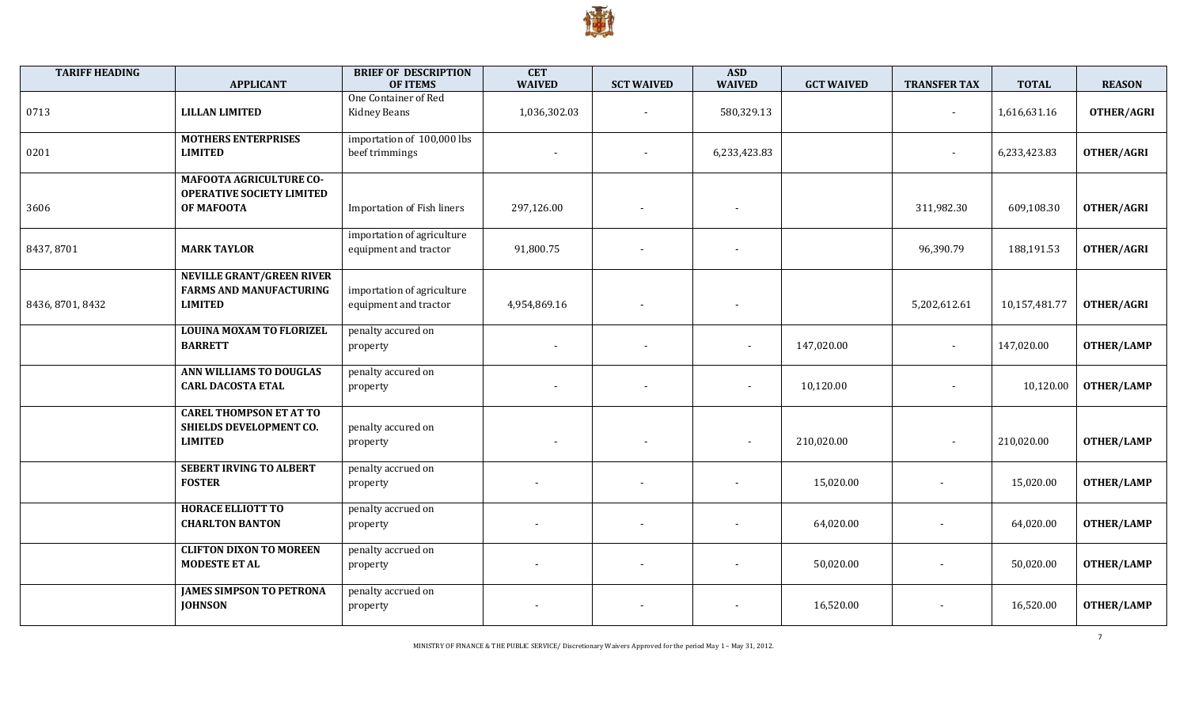| TARIFF HEADING | APPLICANT | BRIEF OF DESCRIPTION OF ITEMS | CET WAIVED | SCT WAIVED | ASD WAIVED | GCT WAIVED | TRANSFER TAX | TOTAL | REASON |
|---|---|---|---|---|---|---|---|---|---|
| 0713 | **LILLAN LIMITED** | One Container of Red Kidney Beans | 1,036,302.03 | - | 580,329.13 | | - | 1,616,631.16 | **OTHER/AGRI** |
| 0201 | **MOTHERS ENTERPRISES LIMITED** | importation of 100,000 lbs beef trimmings | - | - | 6,233,423.83 | | - | 6,233,423.83 | **OTHER/AGRI** |
| 3606 | **MAFOOTA AGRICULTURE CO-OPERATIVE SOCIETY LIMITED OF MAFOOTA** | Importation of Fish liners | 297,126.00 | - | - | | 311,982.30 | 609,108.30 | **OTHER/AGRI** |
| 8437, 8701 | **MARK TAYLOR** | importation of agriculture equipment and tractor | 91,800.75 | - | - | | 96,390.79 | 188,191.53 | **OTHER/AGRI** |
| 8436, 8701, 8432 | **NEVILLE GRANT/GREEN RIVER FARMS AND MANUFACTURING LIMITED** | importation of agriculture equipment and tractor | 4,954,869.16 | - | - | | 5,202,612.61 | 10,157,481.77 | **OTHER/AGRI** |
| | **LOUINA MOXAM TO FLORIZEL BARRETT** | penalty accured on property | - | - | - | 147,020.00 | - | 147,020.00 | **OTHER/LAMP** |
| | **ANN WILLIAMS TO DOUGLAS CARL DACOSTA ETAL** | penalty accured on property | - | - | - | 10,120.00 | - | 10,120.00 | **OTHER/LAMP** |
| | **CAREL THOMPSON ET AT TO SHIELDS DEVELOPMENT CO. LIMITED** | penalty accured on property | - | - | - | 210,020.00 | - | 210,020.00 | **OTHER/LAMP** |
| | **SEBERT IRVING TO ALBERT FOSTER** | penalty accrued on property | - | - | - | 15,020.00 | - | 15,020.00 | **OTHER/LAMP** |
| | **HORACE ELLIOTT TO CHARLTON BANTON** | penalty accrued on property | - | - | - | 64,020.00 | - | 64,020.00 | **OTHER/LAMP** |
| | **CLIFTON DIXON TO MOREEN MODESTE ET AL** | penalty accrued on property | - | - | - | 50,020.00 | - | 50,020.00 | **OTHER/LAMP** |
| | **JAMES SIMPSON TO PETRONA JOHNSON** | penalty accrued on property | - | - | - | 16,520.00 | - | 16,520.00 | **OTHER/LAMP** |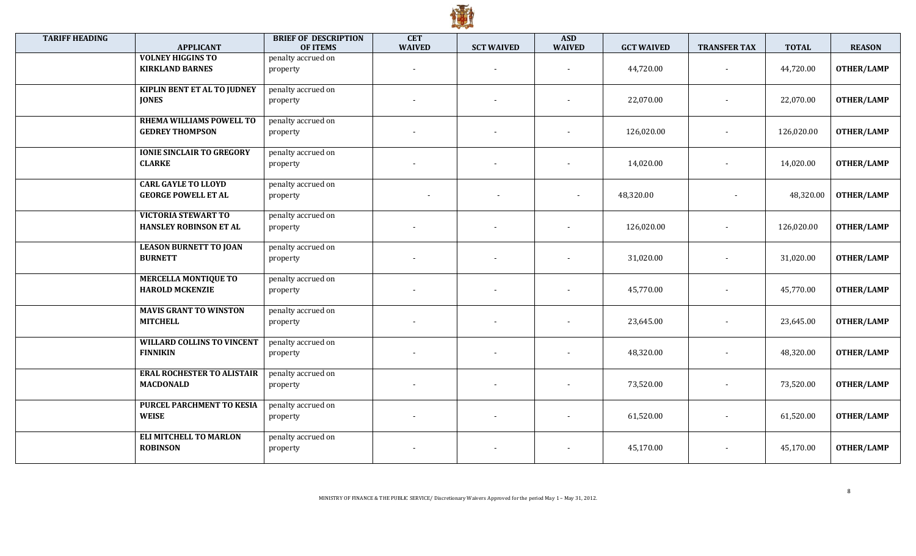| TARIFF HEADING | APPLICANT | BRIEF OF DESCRIPTION OF ITEMS | CET WAIVED | SCT WAIVED | ASD WAIVED | GCT WAIVED | TRANSFER TAX | TOTAL | REASON |
|---|---|---|---|---|---|---|---|---|---|
| | **VOLNEY HIGGINS TO KIRKLAND BARNES** | penalty accrued on property | - | - | - | 44,720.00 | - | 44,720.00 | **OTHER/LAMP** |
| | **KIPLIN BENT ET AL TO JUDNEY JONES** | penalty accrued on property | - | - | - | 22,070.00 | - | 22,070.00 | **OTHER/LAMP** |
| | **RHEMA WILLIAMS POWELL TO GEDREY THOMPSON** | penalty accrued on property | - | - | - | 126,020.00 | - | 126,020.00 | **OTHER/LAMP** |
| | **IONIE SINCLAIR TO GREGORY CLARKE** | penalty accrued on property | - | - | - | 14,020.00 | - | 14,020.00 | **OTHER/LAMP** |
| | **CARL GAYLE TO LLOYD GEORGE POWELL ET AL** | penalty accrued on property | - | - | - | 48,320.00 | - | 48,320.00 | **OTHER/LAMP** |
| | **VICTORIA STEWART TO HANSLEY ROBINSON ET AL** | penalty accrued on property | - | - | - | 126,020.00 | - | 126,020.00 | **OTHER/LAMP** |
| | **LEASON BURNETT TO JOAN BURNETT** | penalty accrued on property | - | - | - | 31,020.00 | - | 31,020.00 | **OTHER/LAMP** |
| | **MERCELLA MONTIQUE TO HAROLD MCKENZIE** | penalty accrued on property | - | - | - | 45,770.00 | - | 45,770.00 | **OTHER/LAMP** |
| | **MAVIS GRANT TO WINSTON MITCHELL** | penalty accrued on property | - | - | - | 23,645.00 | - | 23,645.00 | **OTHER/LAMP** |
| | **WILLARD COLLINS TO VINCENT FINNIKIN** | penalty accrued on property | - | - | - | 48,320.00 | - | 48,320.00 | **OTHER/LAMP** |
| | **ERAL ROCHESTER TO ALISTAIR MACDONALD** | penalty accrued on property | - | - | - | 73,520.00 | - | 73,520.00 | **OTHER/LAMP** |
| | **PURCEL PARCHMENT TO KESIA WEISE** | penalty accrued on property | - | - | - | 61,520.00 | - | 61,520.00 | **OTHER/LAMP** |
| | **ELI MITCHELL TO MARLON ROBINSON** | penalty accrued on property | - | - | - | 45,170.00 | - | 45,170.00 | **OTHER/LAMP** |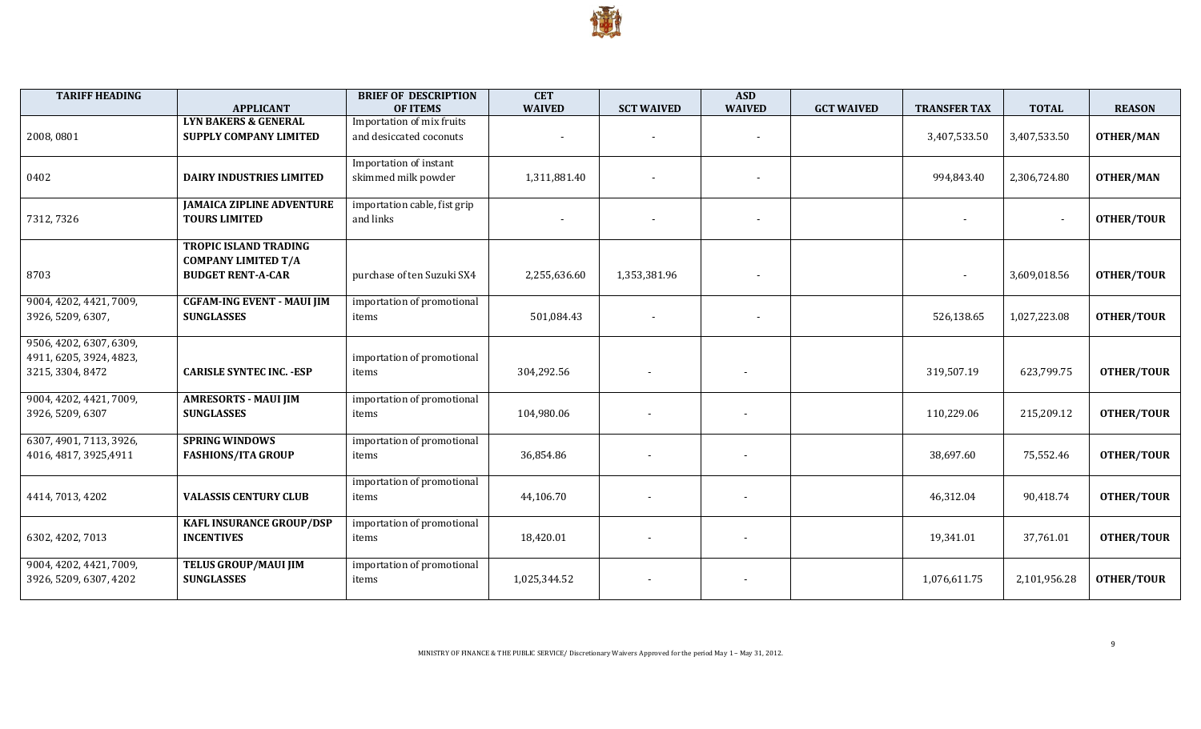| TARIFF HEADING | APPLICANT | BRIEF OF DESCRIPTION OF ITEMS | CET WAIVED | SCT WAIVED | ASD WAIVED | GCT WAIVED | TRANSFER TAX | TOTAL | REASON |
|---|---|---|---|---|---|---|---|---|---|
| 2008, 0801 | **LYN BAKERS & GENERAL SUPPLY COMPANY LIMITED** | Importation of mix fruits and desiccated coconuts | - | - | - | | 3,407,533.50 | 3,407,533.50 | **OTHER/MAN** |
| 0402 | **DAIRY INDUSTRIES LIMITED** | Importation of instant skimmed milk powder | 1,311,881.40 | - | - | | 994,843.40 | 2,306,724.80 | **OTHER/MAN** |
| 7312, 7326 | **JAMAICA ZIPLINE ADVENTURE TOURS LIMITED** | importation cable, fist grip and links | - | - | - | | - | - | **OTHER/TOUR** |
| 8703 | **TROPIC ISLAND TRADING COMPANY LIMITED T/A BUDGET RENT-A-CAR** | purchase of ten Suzuki SX4 | 2,255,636.60 | 1,353,381.96 | - | | - | 3,609,018.56 | **OTHER/TOUR** |
| 9004, 4202, 4421, 7009, 3926, 5209, 6307, | **CGFAM-ING EVENT - MAUI JIM SUNGLASSES** | importation of promotional items | 501,084.43 | - | - | | 526,138.65 | 1,027,223.08 | **OTHER/TOUR** |
| 9506, 4202, 6307, 6309, 4911, 6205, 3924, 4823, 3215, 3304, 8472 | **CARISLE SYNTEC INC. -ESP** | importation of promotional items | 304,292.56 | - | - | | 319,507.19 | 623,799.75 | **OTHER/TOUR** |
| 9004, 4202, 4421, 7009, 3926, 5209, 6307 | **AMRESORTS - MAUI JIM SUNGLASSES** | importation of promotional items | 104,980.06 | - | - | | 110,229.06 | 215,209.12 | **OTHER/TOUR** |
| 6307, 4901, 7113, 3926, 4016, 4817, 3925,4911 | **SPRING WINDOWS FASHIONS/ITA GROUP** | importation of promotional items | 36,854.86 | - | - | | 38,697.60 | 75,552.46 | **OTHER/TOUR** |
| 4414, 7013, 4202 | **VALASSIS CENTURY CLUB** | importation of promotional items | 44,106.70 | - | - | | 46,312.04 | 90,418.74 | **OTHER/TOUR** |
| 6302, 4202, 7013 | **KAFL INSURANCE GROUP/DSP INCENTIVES** | importation of promotional items | 18,420.01 | - | - | | 19,341.01 | 37,761.01 | **OTHER/TOUR** |
| 9004, 4202, 4421, 7009, 3926, 5209, 6307, 4202 | **TELUS GROUP/MAUI JIM SUNGLASSES** | importation of promotional items | 1,025,344.52 | - | - | | 1,076,611.75 | 2,101,956.28 | **OTHER/TOUR** |

MINISTRY OF FINANCE & THE PUBLIC SERVICE/ Discretionary Waivers Approved for the period May 1 – May 31, 2012.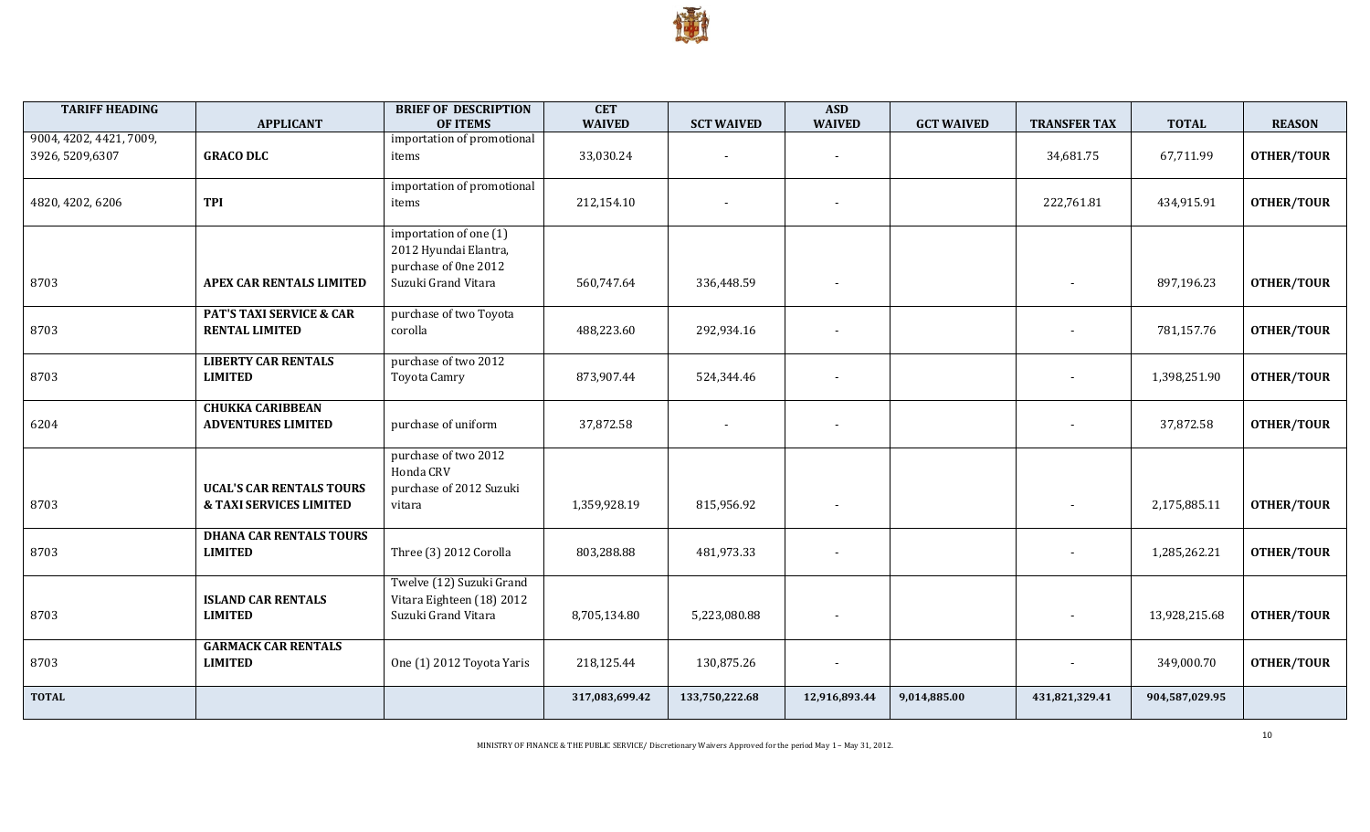| TARIFF HEADING | APPLICANT | BRIEF OF DESCRIPTION OF ITEMS | CET WAIVED | SCT WAIVED | ASD WAIVED | GCT WAIVED | TRANSFER TAX | TOTAL | REASON |
|---|---|---|---|---|---|---|---|---|---|
| 9004, 4202, 4421, 7009, 3926, 5209,6307 | **GRACO DLC** | importation of promotional items | 33,030.24 | - | - | | 34,681.75 | 67,711.99 | **OTHER/TOUR** |
| 4820, 4202, 6206 | **TPI** | importation of promotional items | 212,154.10 | - | - | | 222,761.81 | 434,915.91 | **OTHER/TOUR** |
| 8703 | **APEX CAR RENTALS LIMITED** | importation of one (1) 2012 Hyundai Elantra, purchase of 0ne 2012 Suzuki Grand Vitara | 560,747.64 | 336,448.59 | - | | - | 897,196.23 | **OTHER/TOUR** |
| 8703 | **PAT'S TAXI SERVICE & CAR RENTAL LIMITED** | purchase of two Toyota corolla | 488,223.60 | 292,934.16 | - | | - | 781,157.76 | **OTHER/TOUR** |
| 8703 | **LIBERTY CAR RENTALS LIMITED** | purchase of two 2012 Toyota Camry | 873,907.44 | 524,344.46 | - | | - | 1,398,251.90 | **OTHER/TOUR** |
| 6204 | **CHUKKA CARIBBEAN ADVENTURES LIMITED** | purchase of uniform | 37,872.58 | - | - | | - | 37,872.58 | **OTHER/TOUR** |
| 8703 | **UCAL'S CAR RENTALS TOURS & TAXI SERVICES LIMITED** | purchase of two 2012 Honda CRV purchase of 2012 Suzuki vitara | 1,359,928.19 | 815,956.92 | - | | - | 2,175,885.11 | **OTHER/TOUR** |
| 8703 | **DHANA CAR RENTALS TOURS LIMITED** | Three (3) 2012 Corolla | 803,288.88 | 481,973.33 | - | | - | 1,285,262.21 | **OTHER/TOUR** |
| 8703 | **ISLAND CAR RENTALS LIMITED** | Twelve (12) Suzuki Grand Vitara Eighteen (18) 2012 Suzuki Grand Vitara | 8,705,134.80 | 5,223,080.88 | - | | - | 13,928,215.68 | **OTHER/TOUR** |
| 8703 | **GARMACK CAR RENTALS LIMITED** | One (1) 2012 Toyota Yaris | 218,125.44 | 130,875.26 | - | | - | 349,000.70 | **OTHER/TOUR** |
| **TOTAL** | | | **317,083,699.42** | **133,750,222.68** | **12,916,893.44** | **9,014,885.00** | **431,821,329.41** | **904,587,029.95** | |

MINISTRY OF FINANCE & THE PUBLIC SERVICE/ Discretionary Waivers Approved for the period May 1 – May 31, 2012.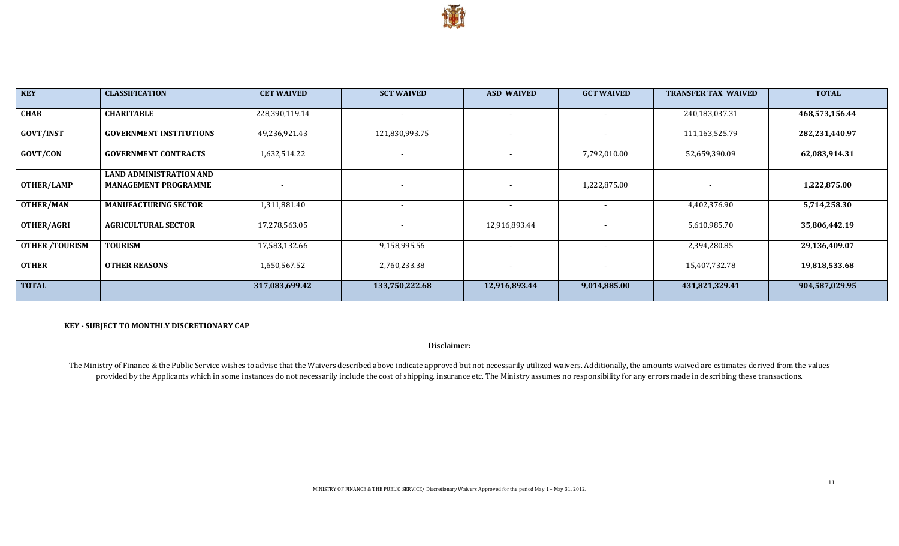| KEY | CLASSIFICATION | CET WAIVED | SCT WAIVED | ASD WAIVED | GCT WAIVED | TRANSFER TAX WAIVED | TOTAL |
|---|---|---|---|---|---|---|---|
| **CHAR** | **CHARITABLE** | 228,390,119.14 | - | - | - | 240,183,037.31 | **468,573,156.44** |
| **GOVT/INST** | **GOVERNMENT INSTITUTIONS** | 49,236,921.43 | 121,830,993.75 | - | - | 111,163,525.79 | **282,231,440.97** |
| **GOVT/CON** | **GOVERNMENT CONTRACTS** | 1,632,514.22 | - | - | 7,792,010.00 | 52,659,390.09 | **62,083,914.31** |
| **OTHER/LAMP** | **LAND ADMINISTRATION AND MANAGEMENT PROGRAMME** | - | - | - | 1,222,875.00 | - | **1,222,875.00** |
| **OTHER/MAN** | **MANUFACTURING SECTOR** | 1,311,881.40 | - | - | - | 4,402,376.90 | **5,714,258.30** |
| **OTHER/AGRI** | **AGRICULTURAL SECTOR** | 17,278,563.05 | - | 12,916,893.44 | - | 5,610,985.70 | **35,806,442.19** |
| **OTHER /TOURISM** | **TOURISM** | 17,583,132.66 | 9,158,995.56 | - | - | 2,394,280.85 | **29,136,409.07** |
| **OTHER** | **OTHER REASONS** | 1,650,567.52 | 2,760,233.38 | - | - | 15,407,732.78 | **19,818,533.68** |
| **TOTAL** | | **317,083,699.42** | **133,750,222.68** | **12,916,893.44** | **9,014,885.00** | **431,821,329.41** | **904,587,029.95** |

**KEY - SUBJECT TO MONTHLY DISCRETIONARY CAP**

**Disclaimer:**

The Ministry of Finance & the Public Service wishes to advise that the Waivers described above indicate approved but not necessarily utilized waivers. Additionally, the amounts waived are estimates derived from the values provided by the Applicants which in some instances do not necessarily include the cost of shipping, insurance etc. The Ministry assumes no responsibility for any errors made in describing these transactions.